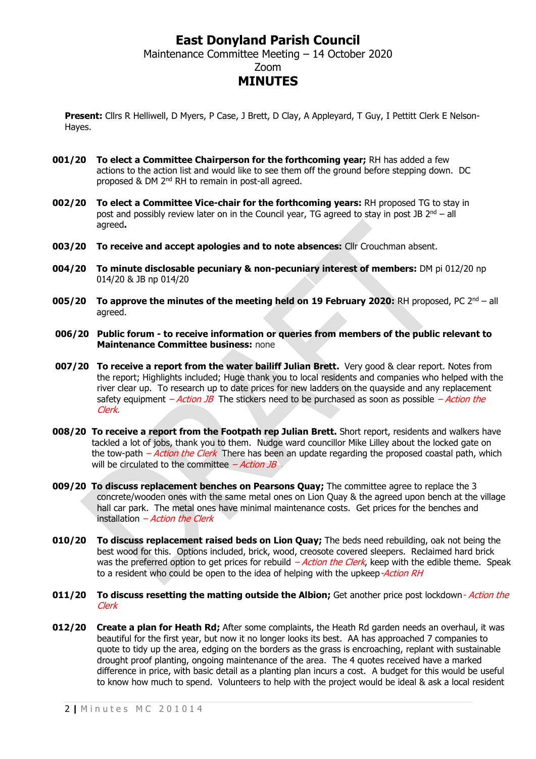# East Donyland Parish Council

Maintenance Committee Meeting – 14 October 2020

Zoom

## MINUTES

**Present:** Cllrs R Helliwell, D Myers, P Case, J Brett, D Clay, A Appleyard, T Guy, I Pettitt Clerk E Nelson-Hayes.

**001/20** **To elect a Committee Chairperson for the forthcoming year;** RH has added a few actions to the action list and would like to see them off the ground before stepping down. DC proposed & DM 2nd RH to remain in post-all agreed.

**002/20** **To elect a Committee Vice-chair for the forthcoming years:** RH proposed TG to stay in post and possibly review later on in the Council year, TG agreed to stay in post JB 2nd – all agreed**.**

**003/20** **To receive and accept apologies and to note absences:** Cllr Crouchman absent.

**004/20** **To minute disclosable pecuniary & non-pecuniary interest of members:** DM pi 012/20 np 014/20 & JB np 014/20

**005/20** **To approve the minutes of the meeting held on 19 February 2020:** RH proposed, PC 2nd – all agreed.

**006/20** **Public forum - to receive information or queries from members of the public relevant to Maintenance Committee business:** none

**007/20** **To receive a report from the water bailiff Julian Brett.** Very good & clear report. Notes from the report; Highlights included; Huge thank you to local residents and companies who helped with the river clear up. To research up to date prices for new ladders on the quayside and any replacement safety equipment *– Action JB* The stickers need to be purchased as soon as possible *– Action the Clerk.*

**008/20** **To receive a report from the Footpath rep Julian Brett.** Short report, residents and walkers have tackled a lot of jobs, thank you to them. Nudge ward councillor Mike Lilley about the locked gate on the tow-path *– Action the Clerk* There has been an update regarding the proposed coastal path, which will be circulated to the committee *– Action JB*

**009/20** **To discuss replacement benches on Pearsons Quay;** The committee agree to replace the 3 concrete/wooden ones with the same metal ones on Lion Quay & the agreed upon bench at the village hall car park. The metal ones have minimal maintenance costs. Get prices for the benches and installation *– Action the Clerk*

**010/20** **To discuss replacement raised beds on Lion Quay;** The beds need rebuilding, oak not being the best wood for this. Options included, brick, wood, creosote covered sleepers. Reclaimed hard brick was the preferred option to get prices for rebuild *– Action the Clerk*, keep with the edible theme. Speak to a resident who could be open to the idea of helping with the upkeep *-Action RH*

**011/20** **To discuss resetting the matting outside the Albion;** Get another price post lockdown *- Action the Clerk*

**012/20** **Create a plan for Heath Rd;** After some complaints, the Heath Rd garden needs an overhaul, it was beautiful for the first year, but now it no longer looks its best. AA has approached 7 companies to quote to tidy up the area, edging on the borders as the grass is encroaching, replant with sustainable drought proof planting, ongoing maintenance of the area. The 4 quotes received have a marked difference in price, with basic detail as a planting plan incurs a cost. A budget for this would be useful to know how much to spend. Volunteers to help with the project would be ideal & ask a local resident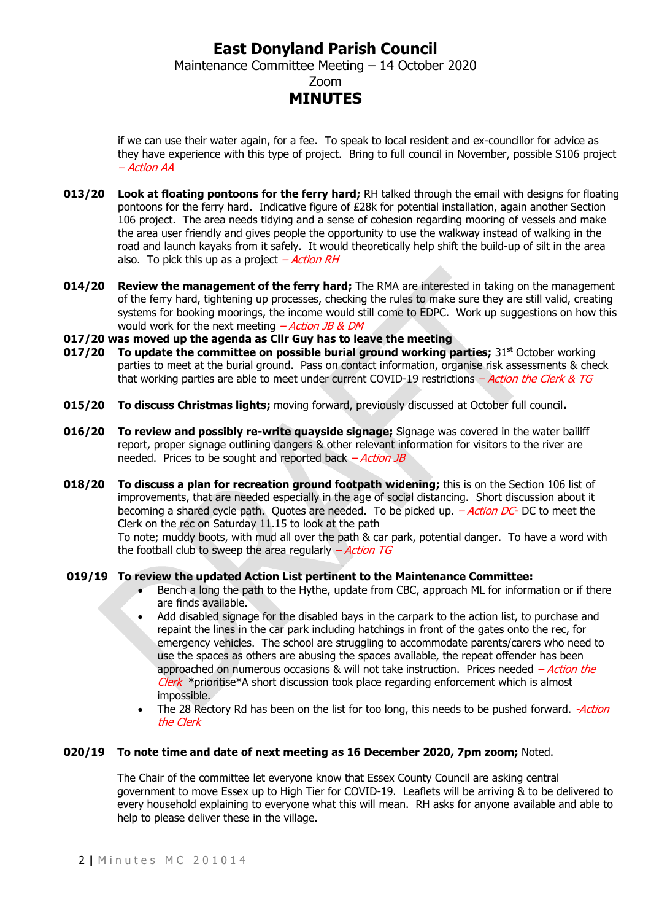# East Donyland Parish Council

Maintenance Committee Meeting – 14 October 2020

Zoom

## MINUTES

if we can use their water again, for a fee. To speak to local resident and ex-councillor for advice as they have experience with this type of project. Bring to full council in November, possible S106 project *– Action AA*

**013/20** **Look at floating pontoons for the ferry hard;** RH talked through the email with designs for floating pontoons for the ferry hard. Indicative figure of £28k for potential installation, again another Section 106 project. The area needs tidying and a sense of cohesion regarding mooring of vessels and make the area user friendly and gives people the opportunity to use the walkway instead of walking in the road and launch kayaks from it safely. It would theoretically help shift the build-up of silt in the area also. To pick this up as a project *– Action RH*

**014/20** **Review the management of the ferry hard;** The RMA are interested in taking on the management of the ferry hard, tightening up processes, checking the rules to make sure they are still valid, creating systems for booking moorings, the income would still come to EDPC. Work up suggestions on how this would work for the next meeting *– Action JB & DM*

**017/20 was moved up the agenda as Cllr Guy has to leave the meeting**

**017/20** **To update the committee on possible burial ground working parties;** 31st October working parties to meet at the burial ground. Pass on contact information, organise risk assessments & check that working parties are able to meet under current COVID-19 restrictions *– Action the Clerk & TG*

**015/20** **To discuss Christmas lights;** moving forward, previously discussed at October full council**.**

**016/20** **To review and possibly re-write quayside signage;** Signage was covered in the water bailiff report, proper signage outlining dangers & other relevant information for visitors to the river are needed. Prices to be sought and reported back *– Action JB*

**018/20** **To discuss a plan for recreation ground footpath widening;** this is on the Section 106 list of improvements, that are needed especially in the age of social distancing. Short discussion about it becoming a shared cycle path. Quotes are needed. To be picked up. *– Action DC-* DC to meet the Clerk on the rec on Saturday 11.15 to look at the path

To note; muddy boots, with mud all over the path & car park, potential danger. To have a word with the football club to sweep the area regularly *– Action TG*

**019/19** **To review the updated Action List pertinent to the Maintenance Committee:**

- Bench a long the path to the Hythe, update from CBC, approach ML for information or if there are finds available.
- Add disabled signage for the disabled bays in the carpark to the action list, to purchase and repaint the lines in the car park including hatchings in front of the gates onto the rec, for emergency vehicles. The school are struggling to accommodate parents/carers who need to use the spaces as others are abusing the spaces available, the repeat offender has been approached on numerous occasions & will not take instruction. Prices needed *– Action the Clerk* *prioritise*A short discussion took place regarding enforcement which is almost impossible.
- The 28 Rectory Rd has been on the list for too long, this needs to be pushed forward. *-Action the Clerk*

**020/19** **To note time and date of next meeting as 16 December 2020, 7pm zoom;** Noted.

The Chair of the committee let everyone know that Essex County Council are asking central government to move Essex up to High Tier for COVID-19. Leaflets will be arriving & to be delivered to every household explaining to everyone what this will mean. RH asks for anyone available and able to help to please deliver these in the village.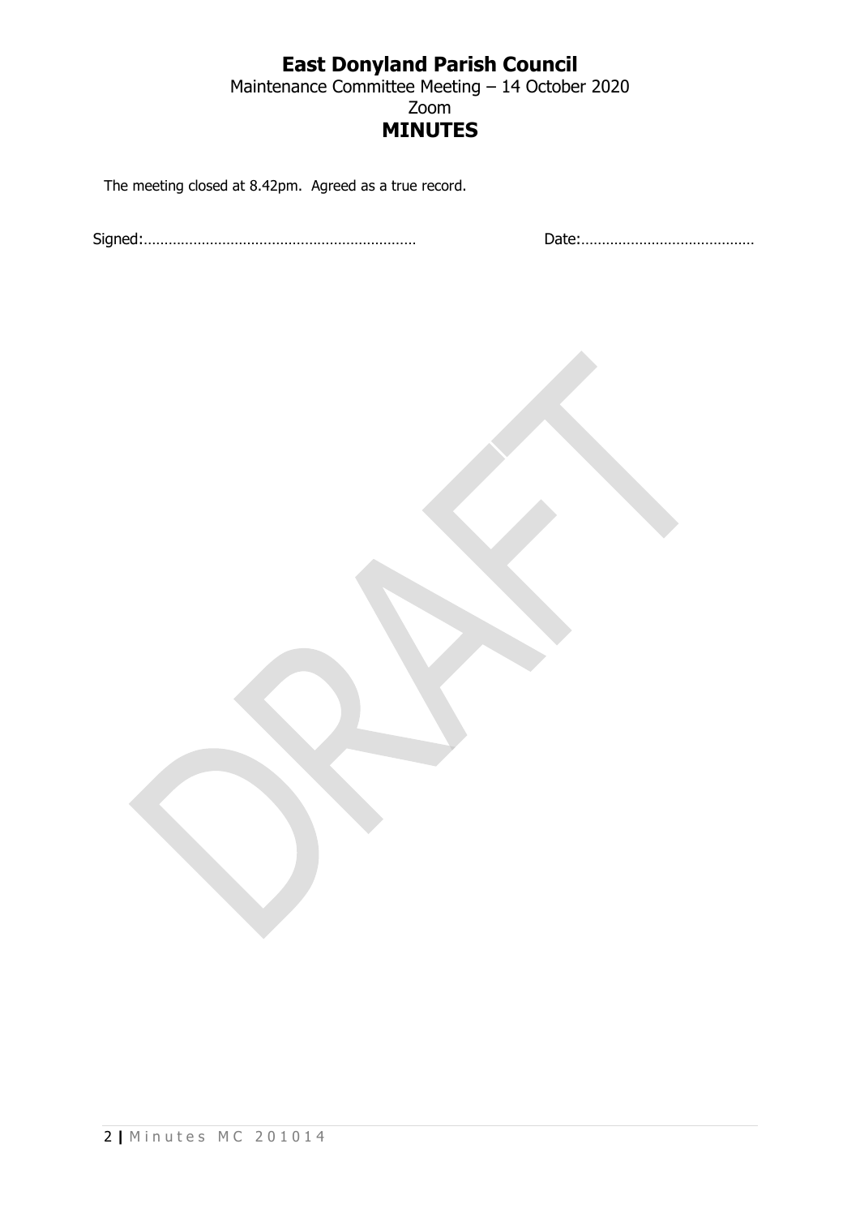The meeting closed at 8.42pm. Agreed as a true record.

Signed:………………………………………………………… Date:……………………………………